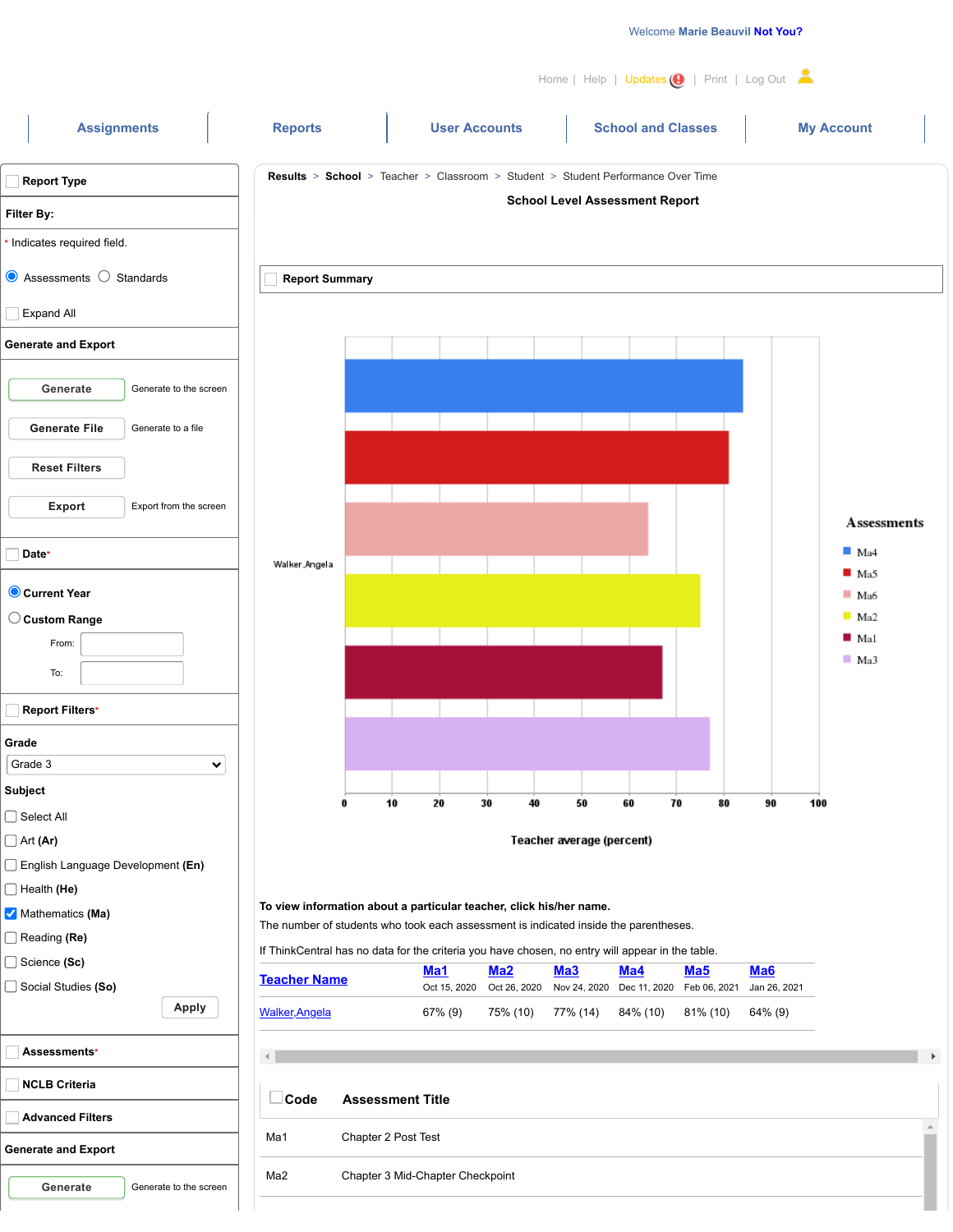Welcome Marie Beauvil **Not You?**

Home | Help | Updates | Print | Log Out

Assignments | Reports | User Accounts | School and Classes | My Account

**Report Type**

**Filter By:**

* Indicates required field.

Assessments   Standards

Expand All

**Generate and Export**

Generate — Generate to the screen

Generate File — Generate to a file

Reset Filters

Export — Export from the screen

**Date***

**Current Year**

**Custom Range**

From:

To:

**Report Filters***

**Grade**

Grade 3

**Subject**

- [ ] Select All
- [ ] Art **(Ar)**
- [ ] English Language Development **(En)**
- [ ] Health **(He)**
- [x] Mathematics **(Ma)**
- [ ] Reading **(Re)**
- [ ] Science **(Sc)**
- [ ] Social Studies **(So)**

Apply

**Assessments***

**NCLB Criteria**

**Advanced Filters**

**Generate and Export**

Generate — Generate to the screen

**Results** > **School** > Teacher > Classroom > Student > Student Performance Over Time

## School Level Assessment Report

**Report Summary**

Walker,Angela

Assessments: Ma4, Ma5, Ma6, Ma2, Ma1, Ma3

0 10 20 30 40 50 60 70 80 90 100

Teacher average (percent)

**To view information about a particular teacher, click his/her name.**

The number of students who took each assessment is indicated inside the parentheses.

If ThinkCentral has no data for the criteria you have chosen, no entry will appear in the table.

| Teacher Name | Ma1<br>Oct 15, 2020 | Ma2<br>Oct 26, 2020 | Ma3<br>Nov 24, 2020 | Ma4<br>Dec 11, 2020 | Ma5<br>Feb 06, 2021 | Ma6<br>Jan 26, 2021 |
|---|---|---|---|---|---|---|
| Walker,Angela | 67% (9) | 75% (10) | 77% (14) | 84% (10) | 81% (10) | 64% (9) |

| Code | Assessment Title |
|---|---|
| Ma1 | Chapter 2 Post Test |
| Ma2 | Chapter 3 Mid-Chapter Checkpoint |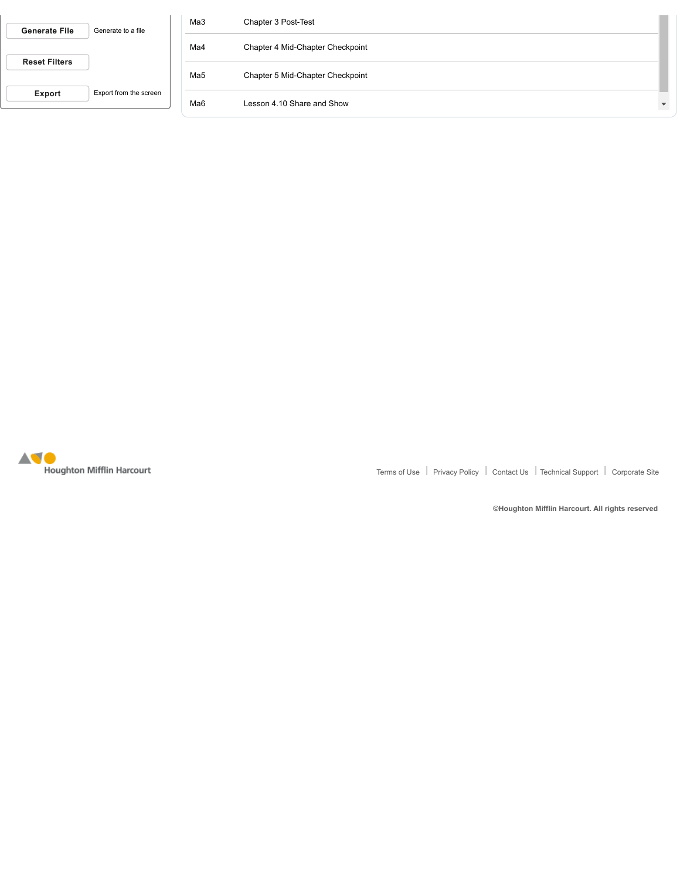Generate File — Generate to a file

Reset Filters

Export — Export from the screen

| | |
|---|---|
| Ma3 | Chapter 3 Post-Test |
| Ma4 | Chapter 4 Mid-Chapter Checkpoint |
| Ma5 | Chapter 5 Mid-Chapter Checkpoint |
| Ma6 | Lesson 4.10 Share and Show |

Houghton Mifflin Harcourt

Terms of Use | Privacy Policy | Contact Us | Technical Support | Corporate Site

**©Houghton Mifflin Harcourt. All rights reserved**